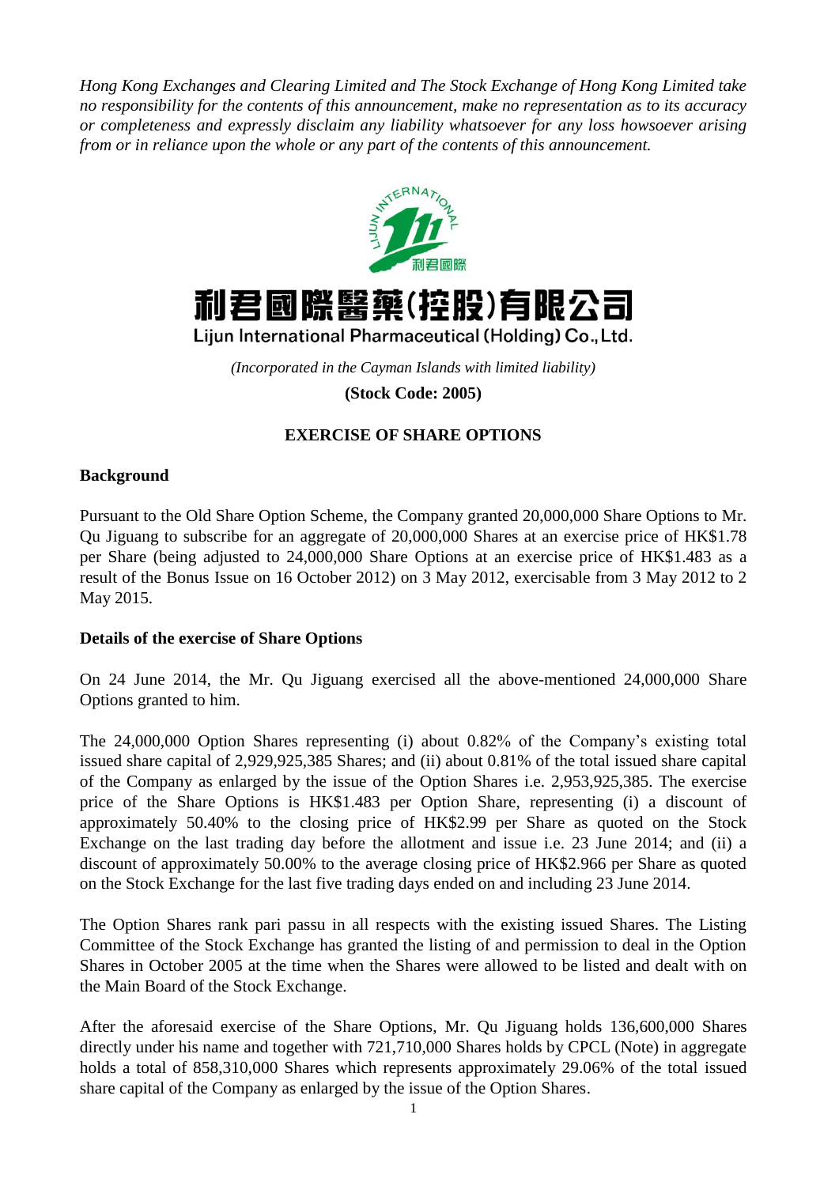*Hong Kong Exchanges and Clearing Limited and The Stock Exchange of Hong Kong Limited take no responsibility for the contents of this announcement, make no representation as to its accuracy or completeness and expressly disclaim any liability whatsoever for any loss howsoever arising from or in reliance upon the whole or any part of the contents of this announcement.*

# 利君國際醫藥(控股)有限公司

## Lijun International Pharmaceutical (Holding) Co., Ltd.

*(Incorporated in the Cayman Islands with limited liability)*

**(Stock Code: 2005)**

## EXERCISE OF SHARE OPTIONS

### Background

Pursuant to the Old Share Option Scheme, the Company granted 20,000,000 Share Options to Mr. Qu Jiguang to subscribe for an aggregate of 20,000,000 Shares at an exercise price of HK$1.78 per Share (being adjusted to 24,000,000 Share Options at an exercise price of HK$1.483 as a result of the Bonus Issue on 16 October 2012) on 3 May 2012, exercisable from 3 May 2012 to 2 May 2015.

### Details of the exercise of Share Options

On 24 June 2014, the Mr. Qu Jiguang exercised all the above-mentioned 24,000,000 Share Options granted to him.

The 24,000,000 Option Shares representing (i) about 0.82% of the Company's existing total issued share capital of 2,929,925,385 Shares; and (ii) about 0.81% of the total issued share capital of the Company as enlarged by the issue of the Option Shares i.e. 2,953,925,385. The exercise price of the Share Options is HK$1.483 per Option Share, representing (i) a discount of approximately 50.40% to the closing price of HK$2.99 per Share as quoted on the Stock Exchange on the last trading day before the allotment and issue i.e. 23 June 2014; and (ii) a discount of approximately 50.00% to the average closing price of HK$2.966 per Share as quoted on the Stock Exchange for the last five trading days ended on and including 23 June 2014.

The Option Shares rank pari passu in all respects with the existing issued Shares. The Listing Committee of the Stock Exchange has granted the listing of and permission to deal in the Option Shares in October 2005 at the time when the Shares were allowed to be listed and dealt with on the Main Board of the Stock Exchange.

After the aforesaid exercise of the Share Options, Mr. Qu Jiguang holds 136,600,000 Shares directly under his name and together with 721,710,000 Shares holds by CPCL (Note) in aggregate holds a total of 858,310,000 Shares which represents approximately 29.06% of the total issued share capital of the Company as enlarged by the issue of the Option Shares.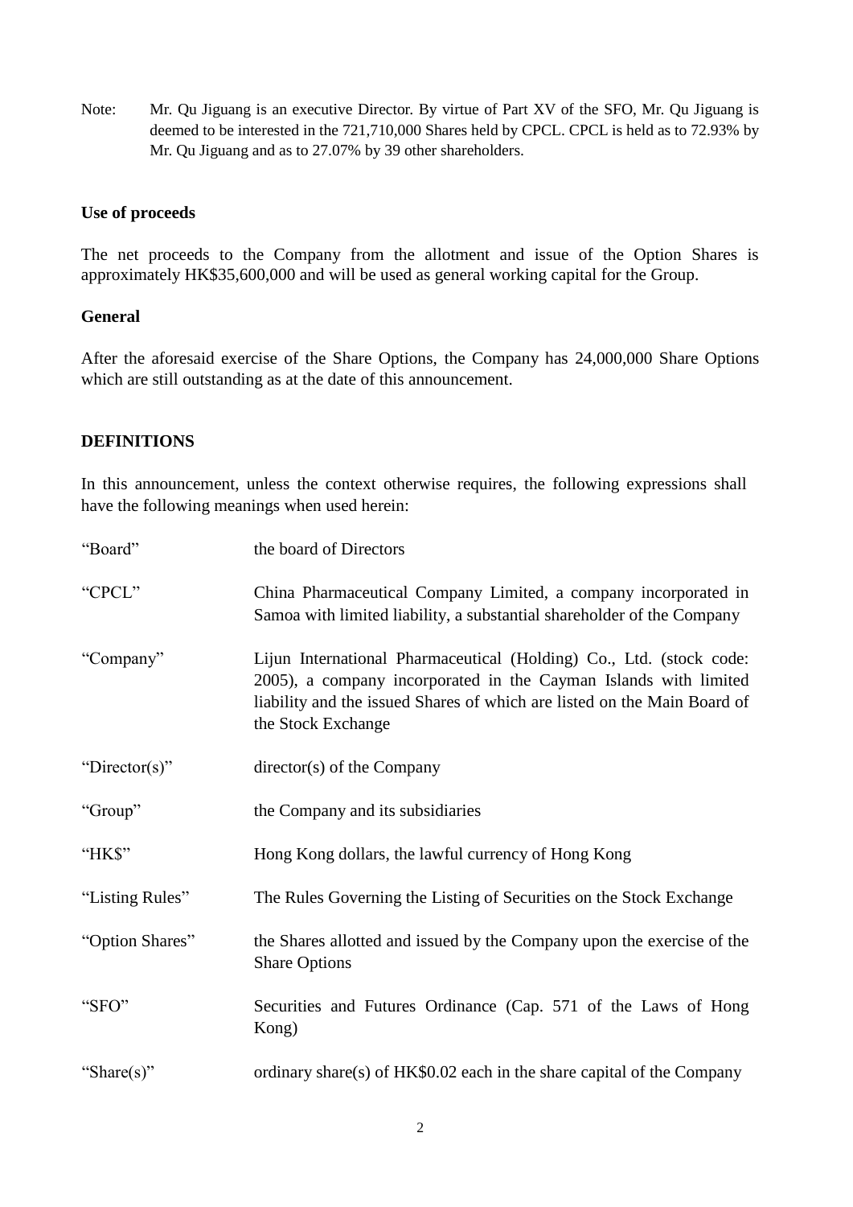Note: Mr. Qu Jiguang is an executive Director. By virtue of Part XV of the SFO, Mr. Qu Jiguang is deemed to be interested in the 721,710,000 Shares held by CPCL. CPCL is held as to 72.93% by Mr. Qu Jiguang and as to 27.07% by 39 other shareholders.

**Use of proceeds**

The net proceeds to the Company from the allotment and issue of the Option Shares is approximately HK$35,600,000 and will be used as general working capital for the Group.

**General**

After the aforesaid exercise of the Share Options, the Company has 24,000,000 Share Options which are still outstanding as at the date of this announcement.

**DEFINITIONS**

In this announcement, unless the context otherwise requires, the following expressions shall have the following meanings when used herein:

| | |
|---|---|
| "Board" | the board of Directors |
| "CPCL" | China Pharmaceutical Company Limited, a company incorporated in Samoa with limited liability, a substantial shareholder of the Company |
| "Company" | Lijun International Pharmaceutical (Holding) Co., Ltd. (stock code: 2005), a company incorporated in the Cayman Islands with limited liability and the issued Shares of which are listed on the Main Board of the Stock Exchange |
| "Director(s)" | director(s) of the Company |
| "Group" | the Company and its subsidiaries |
| "HK$" | Hong Kong dollars, the lawful currency of Hong Kong |
| "Listing Rules" | The Rules Governing the Listing of Securities on the Stock Exchange |
| "Option Shares" | the Shares allotted and issued by the Company upon the exercise of the Share Options |
| "SFO" | Securities and Futures Ordinance (Cap. 571 of the Laws of Hong Kong) |
| "Share(s)" | ordinary share(s) of HK$0.02 each in the share capital of the Company |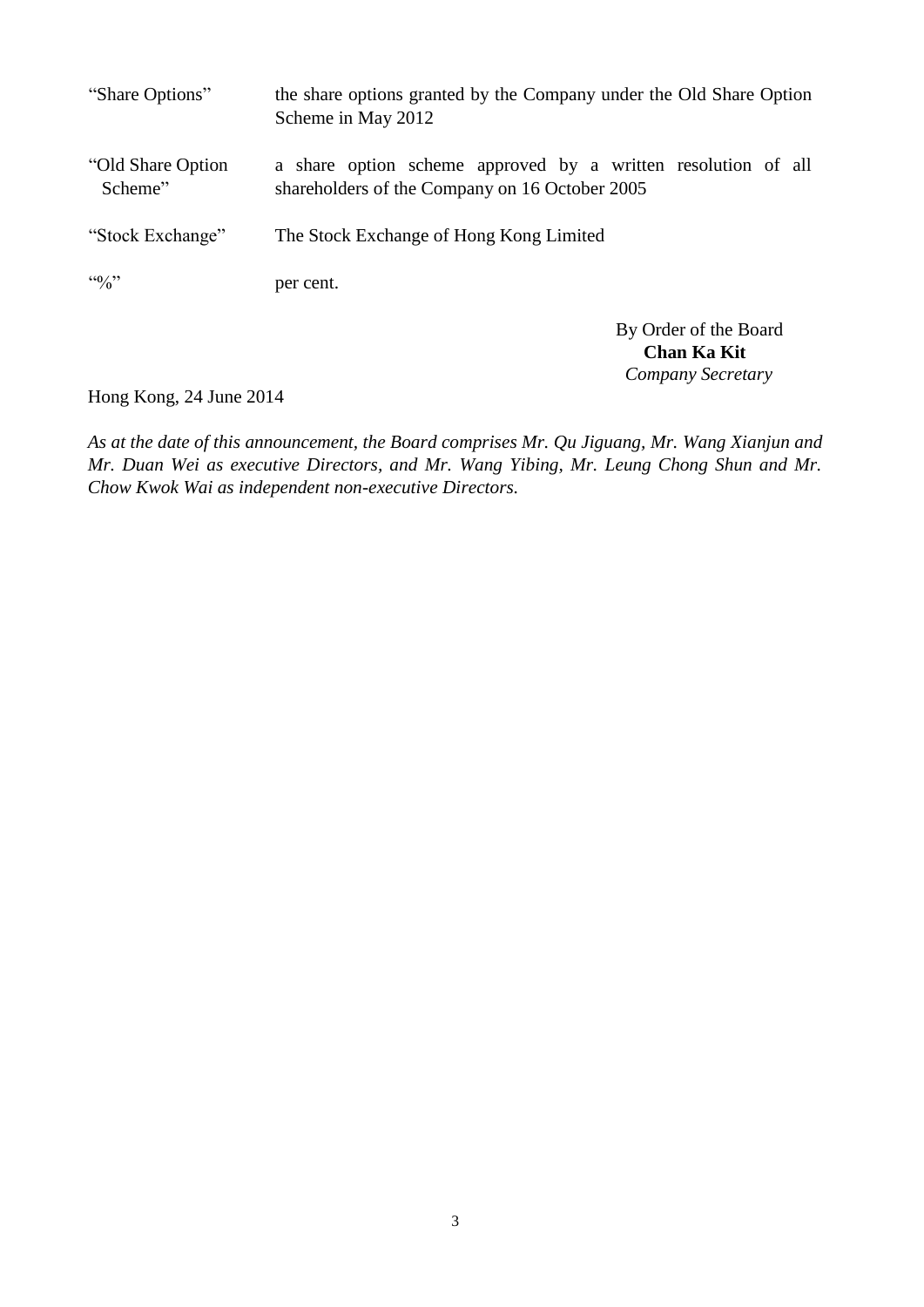| | |
|---|---|
| "Share Options" | the share options granted by the Company under the Old Share Option Scheme in May 2012 |
| "Old Share Option Scheme" | a share option scheme approved by a written resolution of all shareholders of the Company on 16 October 2005 |
| "Stock Exchange" | The Stock Exchange of Hong Kong Limited |
| "%" | per cent. |

By Order of the Board
**Chan Ka Kit**
*Company Secretary*

Hong Kong, 24 June 2014

*As at the date of this announcement, the Board comprises Mr. Qu Jiguang, Mr. Wang Xianjun and Mr. Duan Wei as executive Directors, and Mr. Wang Yibing, Mr. Leung Chong Shun and Mr. Chow Kwok Wai as independent non-executive Directors.*